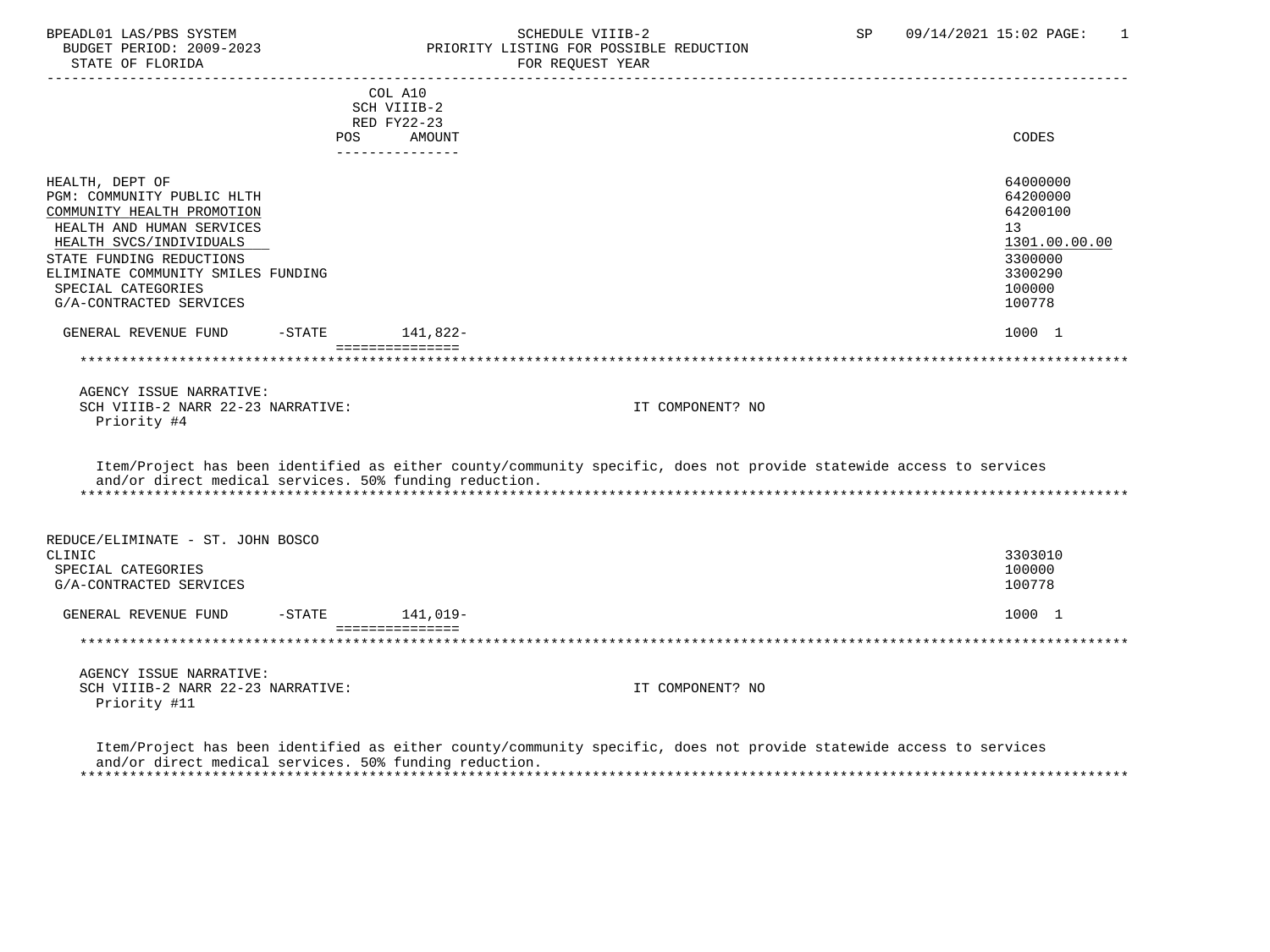BPEADL01 LAS/PBS SYSTEM — SCHEDULE VIIIB-2 — SP 09/14/2021 15:02 PAGE: 1
BUDGET PERIOD: 2009-2023 — PRIORITY LISTING FOR POSSIBLE REDUCTION
STATE OF FLORIDA — FOR REQUEST YEAR

| | COL A10 SCH VIIIB-2 RED FY22-23 POS | AMOUNT | CODES |
|---|---|---|---|
| HEALTH, DEPT OF | | | 64000000 |
| PGM: COMMUNITY PUBLIC HLTH | | | 64200000 |
| COMMUNITY HEALTH PROMOTION | | | 64200100 |
| HEALTH AND HUMAN SERVICES | | | 13 |
| HEALTH SVCS/INDIVIDUALS | | | 1301.00.00.00 |
| STATE FUNDING REDUCTIONS | | | 3300000 |
| ELIMINATE COMMUNITY SMILES FUNDING | | | 3300290 |
| SPECIAL CATEGORIES | | | 100000 |
| G/A-CONTRACTED SERVICES | | | 100778 |
| GENERAL REVENUE FUND -STATE | | 141,822- | 1000 1 |

AGENCY ISSUE NARRATIVE:
SCH VIIIB-2 NARR 22-23 NARRATIVE: IT COMPONENT? NO
Priority #4

Item/Project has been identified as either county/community specific, does not provide statewide access to services and/or direct medical services. 50% funding reduction.

| | POS | AMOUNT | CODES |
|---|---|---|---|
| REDUCE/ELIMINATE - ST. JOHN BOSCO CLINIC | | | 3303010 |
| SPECIAL CATEGORIES | | | 100000 |
| G/A-CONTRACTED SERVICES | | | 100778 |
| GENERAL REVENUE FUND -STATE | | 141,019- | 1000 1 |

AGENCY ISSUE NARRATIVE:
SCH VIIIB-2 NARR 22-23 NARRATIVE: IT COMPONENT? NO
Priority #11

Item/Project has been identified as either county/community specific, does not provide statewide access to services and/or direct medical services. 50% funding reduction.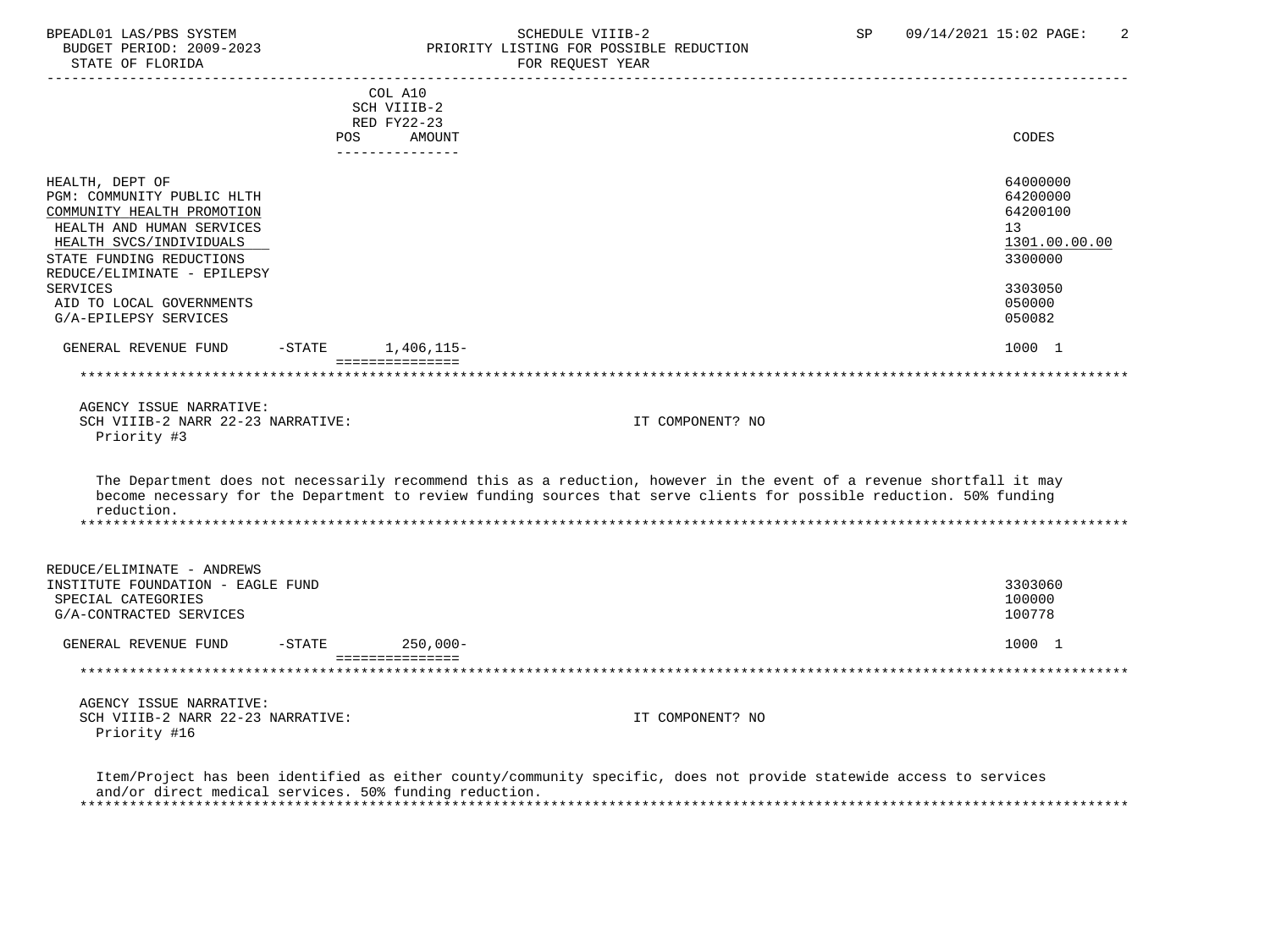SCHEDULE VIIIB-2
PRIORITY LISTING FOR POSSIBLE REDUCTION
FOR REQUEST YEAR

| | COL A10 SCH VIIIB-2 RED FY22-23 POS AMOUNT | CODES |
|---|---|---|
| HEALTH, DEPT OF | | 64000000 |
| PGM: COMMUNITY PUBLIC HLTH | | 64200000 |
| COMMUNITY HEALTH PROMOTION | | 64200100 |
| HEALTH AND HUMAN SERVICES | | 13 |
| HEALTH SVCS/INDIVIDUALS | | 1301.00.00.00 |
| STATE FUNDING REDUCTIONS | | 3300000 |
| REDUCE/ELIMINATE - EPILEPSY SERVICES | | 3303050 |
| AID TO LOCAL GOVERNMENTS | | 050000 |
| G/A-EPILEPSY SERVICES | | 050082 |
| GENERAL REVENUE FUND -STATE | 1,406,115- | 1000 1 |

AGENCY ISSUE NARRATIVE:
SCH VIIIB-2 NARR 22-23 NARRATIVE: IT COMPONENT? NO
Priority #3

The Department does not necessarily recommend this as a reduction, however in the event of a revenue shortfall it may become necessary for the Department to review funding sources that serve clients for possible reduction. 50% funding reduction.

| | COL A10 SCH VIIIB-2 RED FY22-23 POS AMOUNT | CODES |
|---|---|---|
| REDUCE/ELIMINATE - ANDREWS INSTITUTE FOUNDATION - EAGLE FUND | | 3303060 |
| SPECIAL CATEGORIES | | 100000 |
| G/A-CONTRACTED SERVICES | | 100778 |
| GENERAL REVENUE FUND -STATE | 250,000- | 1000 1 |

AGENCY ISSUE NARRATIVE:
SCH VIIIB-2 NARR 22-23 NARRATIVE: IT COMPONENT? NO
Priority #16

Item/Project has been identified as either county/community specific, does not provide statewide access to services and/or direct medical services. 50% funding reduction.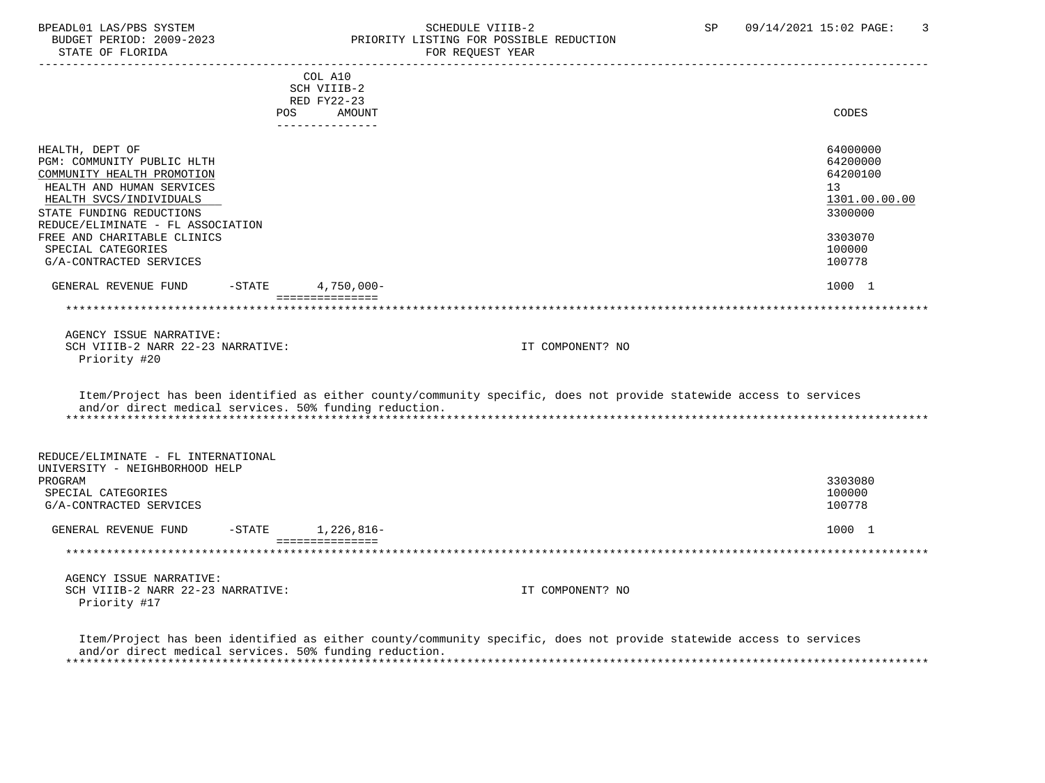| | COL A10 SCH VIIIB-2 RED FY22-23 POS AMOUNT | CODES |
|---|---|---|
| HEALTH, DEPT OF | | 64000000 |
| PGM: COMMUNITY PUBLIC HLTH | | 64200000 |
| COMMUNITY HEALTH PROMOTION | | 64200100 |
| HEALTH AND HUMAN SERVICES | | 13 |
| HEALTH SVCS/INDIVIDUALS | | 1301.00.00.00 |
| STATE FUNDING REDUCTIONS | | 3300000 |
| REDUCE/ELIMINATE - FL ASSOCIATION FREE AND CHARITABLE CLINICS | | 3303070 |
| SPECIAL CATEGORIES | | 100000 |
| G/A-CONTRACTED SERVICES | | 100778 |
| GENERAL REVENUE FUND -STATE | 4,750,000- | 1000 1 |

AGENCY ISSUE NARRATIVE:
SCH VIIIB-2 NARR 22-23 NARRATIVE: IT COMPONENT? NO
Priority #20

Item/Project has been identified as either county/community specific, does not provide statewide access to services and/or direct medical services. 50% funding reduction.

| | POS AMOUNT | CODES |
|---|---|---|
| REDUCE/ELIMINATE - FL INTERNATIONAL UNIVERSITY - NEIGHBORHOOD HELP PROGRAM | | 3303080 |
| SPECIAL CATEGORIES | | 100000 |
| G/A-CONTRACTED SERVICES | | 100778 |
| GENERAL REVENUE FUND -STATE | 1,226,816- | 1000 1 |

AGENCY ISSUE NARRATIVE:
SCH VIIIB-2 NARR 22-23 NARRATIVE: IT COMPONENT? NO
Priority #17

Item/Project has been identified as either county/community specific, does not provide statewide access to services and/or direct medical services. 50% funding reduction.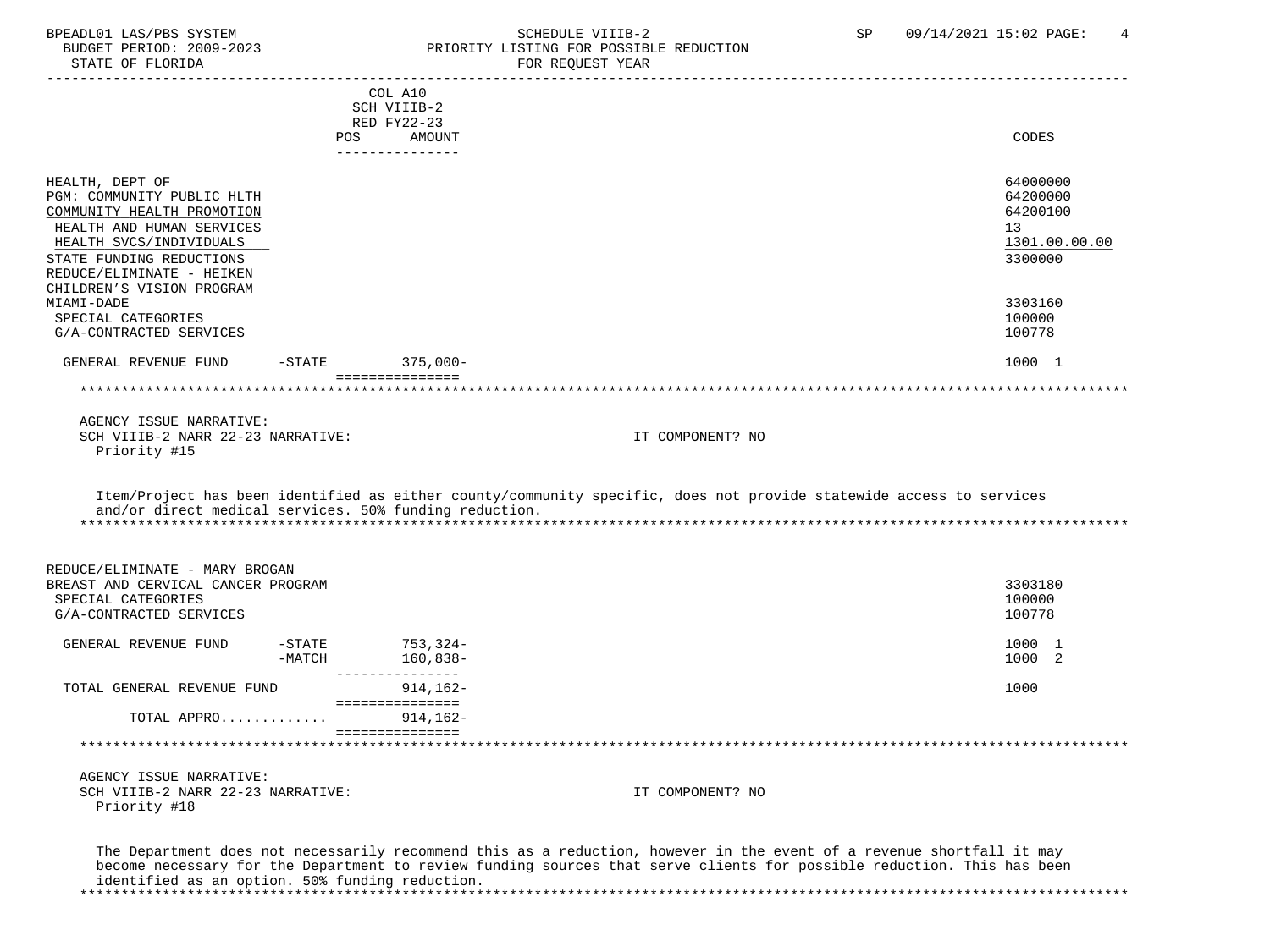BPEADL01 LAS/PBS SYSTEM — SCHEDULE VIIIB-2 — SP 09/14/2021 15:02

BUDGET PERIOD: 2009-2023 — PRIORITY LISTING FOR POSSIBLE REDUCTION

STATE OF FLORIDA — FOR REQUEST YEAR

| | | COL A10 SCH VIIIB-2 RED FY22-23 POS | AMOUNT | CODES |
|---|---|---|---|---|
| HEALTH, DEPT OF | | | | 64000000 |
| PGM: COMMUNITY PUBLIC HLTH | | | | 64200000 |
| COMMUNITY HEALTH PROMOTION | | | | 64200100 |
| HEALTH AND HUMAN SERVICES | | | | 13 |
| HEALTH SVCS/INDIVIDUALS | | | | 1301.00.00.00 |
| STATE FUNDING REDUCTIONS | | | | 3300000 |
| REDUCE/ELIMINATE - HEIKEN CHILDREN'S VISION PROGRAM MIAMI-DADE | | | | 3303160 |
| SPECIAL CATEGORIES | | | | 100000 |
| G/A-CONTRACTED SERVICES | | | | 100778 |
| GENERAL REVENUE FUND | -STATE | | 375,000- | 1000 1 |

AGENCY ISSUE NARRATIVE:

SCH VIIIB-2 NARR 22-23 NARRATIVE: IT COMPONENT? NO

Priority #15

Item/Project has been identified as either county/community specific, does not provide statewide access to services and/or direct medical services. 50% funding reduction.

| | | | | CODES |
|---|---|---|---|---|
| REDUCE/ELIMINATE - MARY BROGAN BREAST AND CERVICAL CANCER PROGRAM | | | | 3303180 |
| SPECIAL CATEGORIES | | | | 100000 |
| G/A-CONTRACTED SERVICES | | | | 100778 |
| GENERAL REVENUE FUND | -STATE | | 753,324- | 1000 1 |
| | -MATCH | | 160,838- | 1000 2 |
| TOTAL GENERAL REVENUE FUND | | | 914,162- | 1000 |
| TOTAL APPRO............. | | | 914,162- | |

AGENCY ISSUE NARRATIVE:

SCH VIIIB-2 NARR 22-23 NARRATIVE: IT COMPONENT? NO

Priority #18

The Department does not necessarily recommend this as a reduction, however in the event of a revenue shortfall it may become necessary for the Department to review funding sources that serve clients for possible reduction. This has been identified as an option. 50% funding reduction.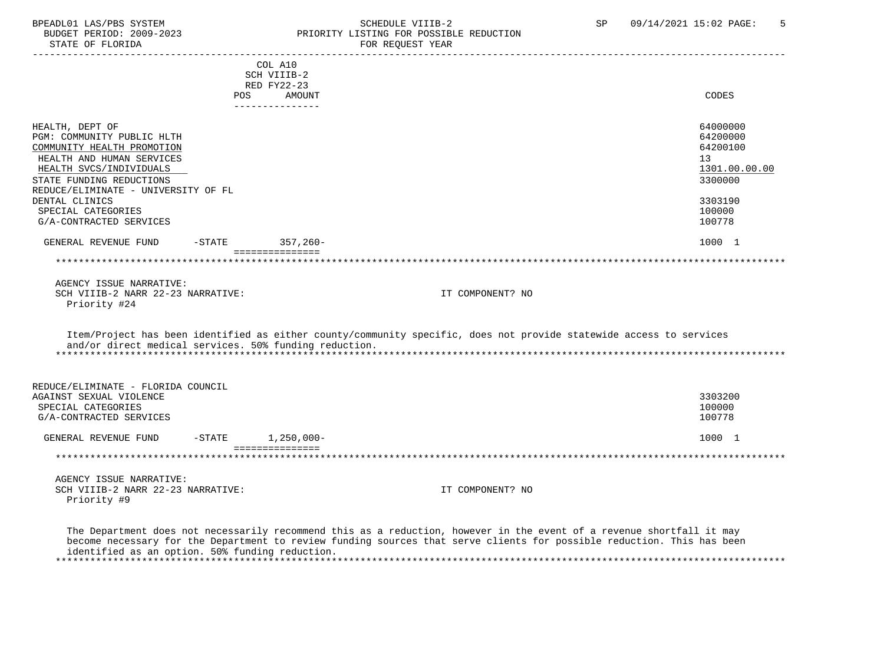| | COL A10 SCH VIIIB-2 RED FY22-23 POS AMOUNT | CODES |
|---|---|---|
| HEALTH, DEPT OF | | 64000000 |
| PGM: COMMUNITY PUBLIC HLTH | | 64200000 |
| COMMUNITY HEALTH PROMOTION | | 64200100 |
| HEALTH AND HUMAN SERVICES | | 13 |
| HEALTH SVCS/INDIVIDUALS | | 1301.00.00.00 |
| STATE FUNDING REDUCTIONS | | 3300000 |
| REDUCE/ELIMINATE - UNIVERSITY OF FL DENTAL CLINICS | | 3303190 |
| SPECIAL CATEGORIES | | 100000 |
| G/A-CONTRACTED SERVICES | | 100778 |
| GENERAL REVENUE FUND -STATE | 357,260- | 1000 1 |

AGENCY ISSUE NARRATIVE:
SCH VIIIB-2 NARR 22-23 NARRATIVE: IT COMPONENT? NO
Priority #24

Item/Project has been identified as either county/community specific, does not provide statewide access to services and/or direct medical services. 50% funding reduction.

| | COL A10 SCH VIIIB-2 RED FY22-23 POS AMOUNT | CODES |
|---|---|---|
| REDUCE/ELIMINATE - FLORIDA COUNCIL AGAINST SEXUAL VIOLENCE | | 3303200 |
| SPECIAL CATEGORIES | | 100000 |
| G/A-CONTRACTED SERVICES | | 100778 |
| GENERAL REVENUE FUND -STATE | 1,250,000- | 1000 1 |

AGENCY ISSUE NARRATIVE:
SCH VIIIB-2 NARR 22-23 NARRATIVE: IT COMPONENT? NO
Priority #9

The Department does not necessarily recommend this as a reduction, however in the event of a revenue shortfall it may become necessary for the Department to review funding sources that serve clients for possible reduction. This has been identified as an option. 50% funding reduction.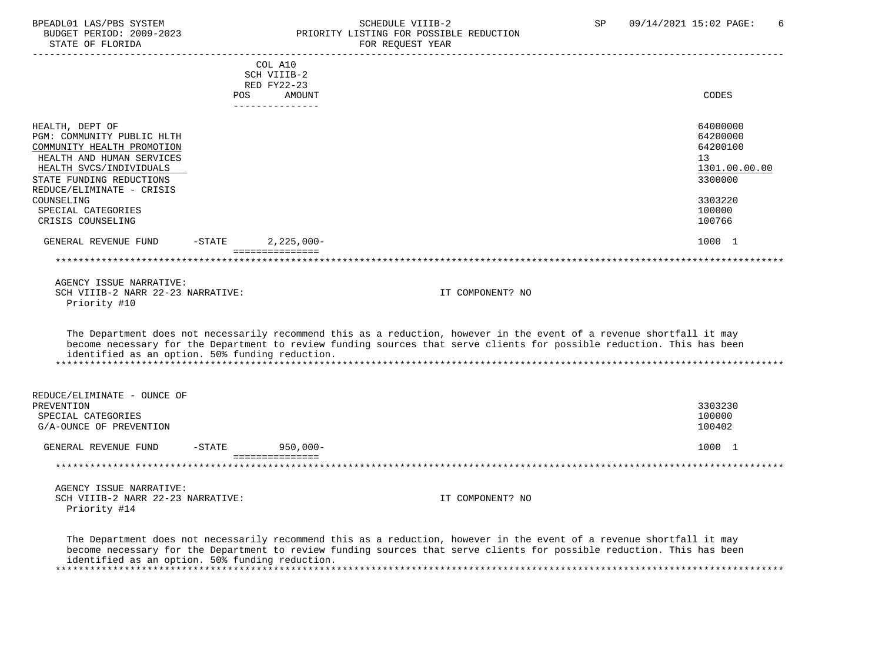| | COL A10 SCH VIIIB-2 RED FY22-23 POS | AMOUNT | CODES |
|---|---|---|---|
| HEALTH, DEPT OF | | | 64000000 |
| PGM: COMMUNITY PUBLIC HLTH | | | 64200000 |
| COMMUNITY HEALTH PROMOTION | | | 64200100 |
| HEALTH AND HUMAN SERVICES | | | 13 |
| HEALTH SVCS/INDIVIDUALS | | | 1301.00.00.00 |
| STATE FUNDING REDUCTIONS | | | 3300000 |
| REDUCE/ELIMINATE - CRISIS COUNSELING | | | 3303220 |
| SPECIAL CATEGORIES | | | 100000 |
| CRISIS COUNSELING | | | 100766 |
| GENERAL REVENUE FUND -STATE | | 2,225,000- | 1000 1 |

AGENCY ISSUE NARRATIVE:
SCH VIIIB-2 NARR 22-23 NARRATIVE: IT COMPONENT? NO
Priority #10

The Department does not necessarily recommend this as a reduction, however in the event of a revenue shortfall it may become necessary for the Department to review funding sources that serve clients for possible reduction. This has been identified as an option. 50% funding reduction.

| | POS | AMOUNT | CODES |
|---|---|---|---|
| REDUCE/ELIMINATE - OUNCE OF PREVENTION | | | 3303230 |
| SPECIAL CATEGORIES | | | 100000 |
| G/A-OUNCE OF PREVENTION | | | 100402 |
| GENERAL REVENUE FUND -STATE | | 950,000- | 1000 1 |

AGENCY ISSUE NARRATIVE:
SCH VIIIB-2 NARR 22-23 NARRATIVE: IT COMPONENT? NO
Priority #14

The Department does not necessarily recommend this as a reduction, however in the event of a revenue shortfall it may become necessary for the Department to review funding sources that serve clients for possible reduction. This has been identified as an option. 50% funding reduction.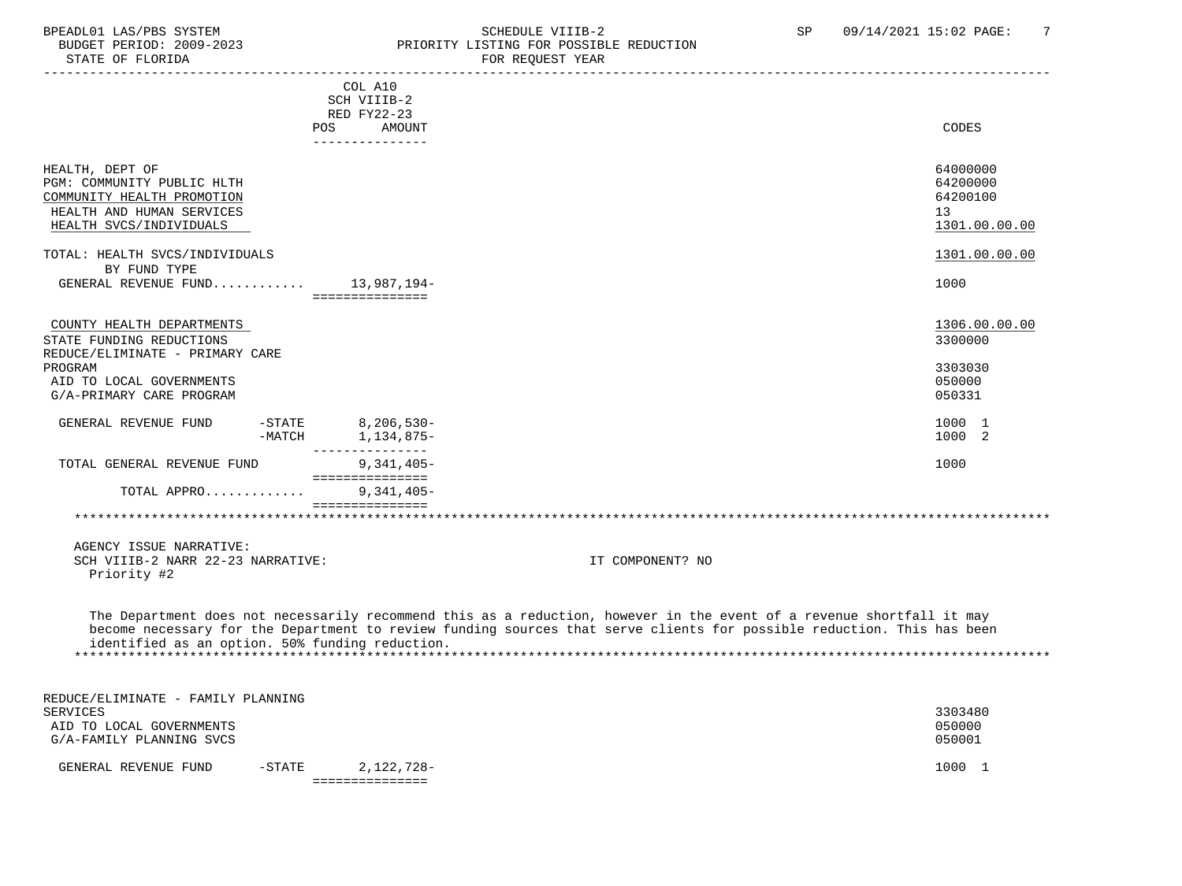BPEADL01 LAS/PBS SYSTEM — SCHEDULE VIIIB-2 — SP 09/14/2021 15:02
BUDGET PERIOD: 2009-2023 — PRIORITY LISTING FOR POSSIBLE REDUCTION
STATE OF FLORIDA — FOR REQUEST YEAR

| | COL A10 SCH VIIIB-2 RED FY22-23 POS AMOUNT | CODES |
|---|---|---|
| HEALTH, DEPT OF | | 64000000 |
| PGM: COMMUNITY PUBLIC HLTH | | 64200000 |
| COMMUNITY HEALTH PROMOTION | | 64200100 |
| HEALTH AND HUMAN SERVICES | | 13 |
| HEALTH SVCS/INDIVIDUALS | | 1301.00.00.00 |
| TOTAL: HEALTH SVCS/INDIVIDUALS | | 1301.00.00.00 |
| BY FUND TYPE | | |
| GENERAL REVENUE FUND............ | 13,987,194- | 1000 |
| COUNTY HEALTH DEPARTMENTS | | 1306.00.00.00 |
| STATE FUNDING REDUCTIONS | | 3300000 |
| REDUCE/ELIMINATE - PRIMARY CARE PROGRAM | | 3303030 |
| AID TO LOCAL GOVERNMENTS | | 050000 |
| G/A-PRIMARY CARE PROGRAM | | 050331 |
| GENERAL REVENUE FUND -STATE | 8,206,530- | 1000 1 |
| -MATCH | 1,134,875- | 1000 2 |
| TOTAL GENERAL REVENUE FUND | 9,341,405- | 1000 |
| TOTAL APPRO............. | 9,341,405- | |

AGENCY ISSUE NARRATIVE:
SCH VIIIB-2 NARR 22-23 NARRATIVE: IT COMPONENT? NO
Priority #2

The Department does not necessarily recommend this as a reduction, however in the event of a revenue shortfall it may become necessary for the Department to review funding sources that serve clients for possible reduction. This has been identified as an option. 50% funding reduction.

| | COL A10 SCH VIIIB-2 RED FY22-23 POS AMOUNT | CODES |
|---|---|---|
| REDUCE/ELIMINATE - FAMILY PLANNING SERVICES | | 3303480 |
| AID TO LOCAL GOVERNMENTS | | 050000 |
| G/A-FAMILY PLANNING SVCS | | 050001 |
| GENERAL REVENUE FUND -STATE | 2,122,728- | 1000 1 |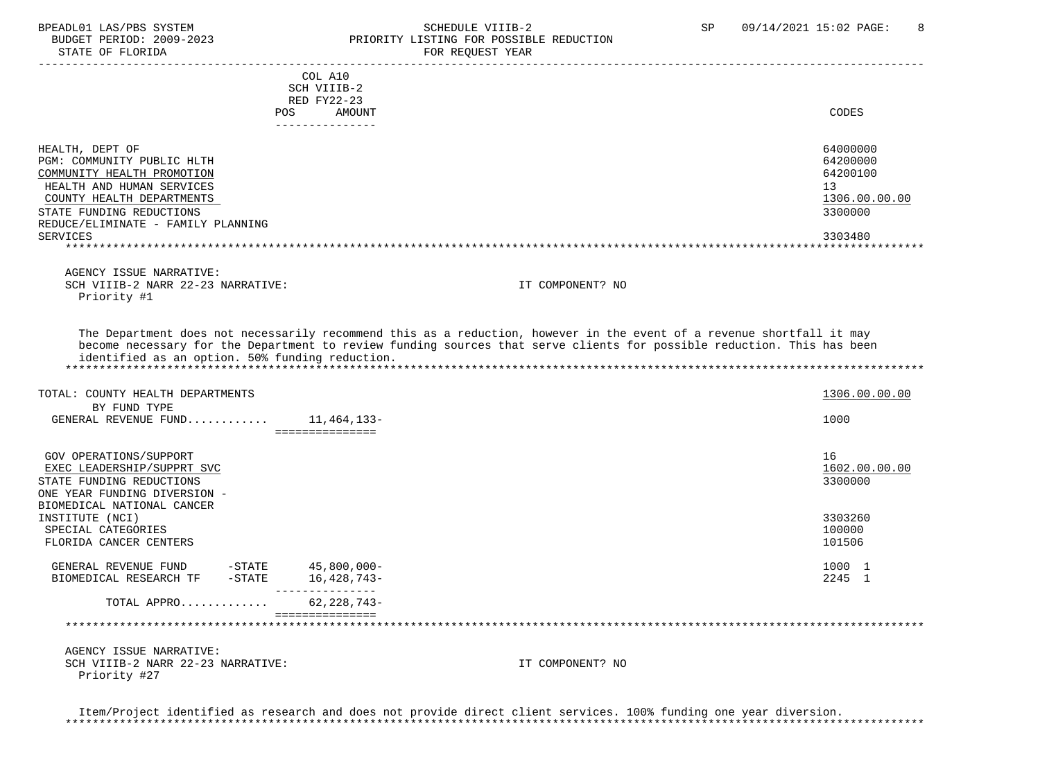BPEADL01 LAS/PBS SYSTEM | SCHEDULE VIIIB-2 | SP 09/14/2021 15:02

BUDGET PERIOD: 2009-2023 | PRIORITY LISTING FOR POSSIBLE REDUCTION

STATE OF FLORIDA | FOR REQUEST YEAR

| | COL A10 SCH VIIIB-2 RED FY22-23 POS AMOUNT | CODES |
|---|---|---|
| HEALTH, DEPT OF | | 64000000 |
| PGM: COMMUNITY PUBLIC HLTH | | 64200000 |
| COMMUNITY HEALTH PROMOTION | | 64200100 |
| HEALTH AND HUMAN SERVICES | | 13 |
| COUNTY HEALTH DEPARTMENTS | | 1306.00.00.00 |
| STATE FUNDING REDUCTIONS | | 3300000 |
| REDUCE/ELIMINATE - FAMILY PLANNING SERVICES | | 3303480 |

AGENCY ISSUE NARRATIVE:
SCH VIIIB-2 NARR 22-23 NARRATIVE: IT COMPONENT? NO
Priority #1

The Department does not necessarily recommend this as a reduction, however in the event of a revenue shortfall it may become necessary for the Department to review funding sources that serve clients for possible reduction. This has been identified as an option. 50% funding reduction.

| | | CODES |
|---|---|---|
| TOTAL: COUNTY HEALTH DEPARTMENTS | | 1306.00.00.00 |
| BY FUND TYPE | | |
| GENERAL REVENUE FUND............ | 11,464,133- | 1000 |

| | | CODES |
|---|---|---|
| GOV OPERATIONS/SUPPORT | | 16 |
| EXEC LEADERSHIP/SUPPRT SVC | | 1602.00.00.00 |
| STATE FUNDING REDUCTIONS | | 3300000 |
| ONE YEAR FUNDING DIVERSION - BIOMEDICAL NATIONAL CANCER INSTITUTE (NCI) | | 3303260 |
| SPECIAL CATEGORIES | | 100000 |
| FLORIDA CANCER CENTERS | | 101506 |
| GENERAL REVENUE FUND -STATE | 45,800,000- | 1000 1 |
| BIOMEDICAL RESEARCH TF -STATE | 16,428,743- | 2245 1 |
| TOTAL APPRO............. | 62,228,743- | |

AGENCY ISSUE NARRATIVE:
SCH VIIIB-2 NARR 22-23 NARRATIVE: IT COMPONENT? NO
Priority #27

Item/Project identified as research and does not provide direct client services. 100% funding one year diversion.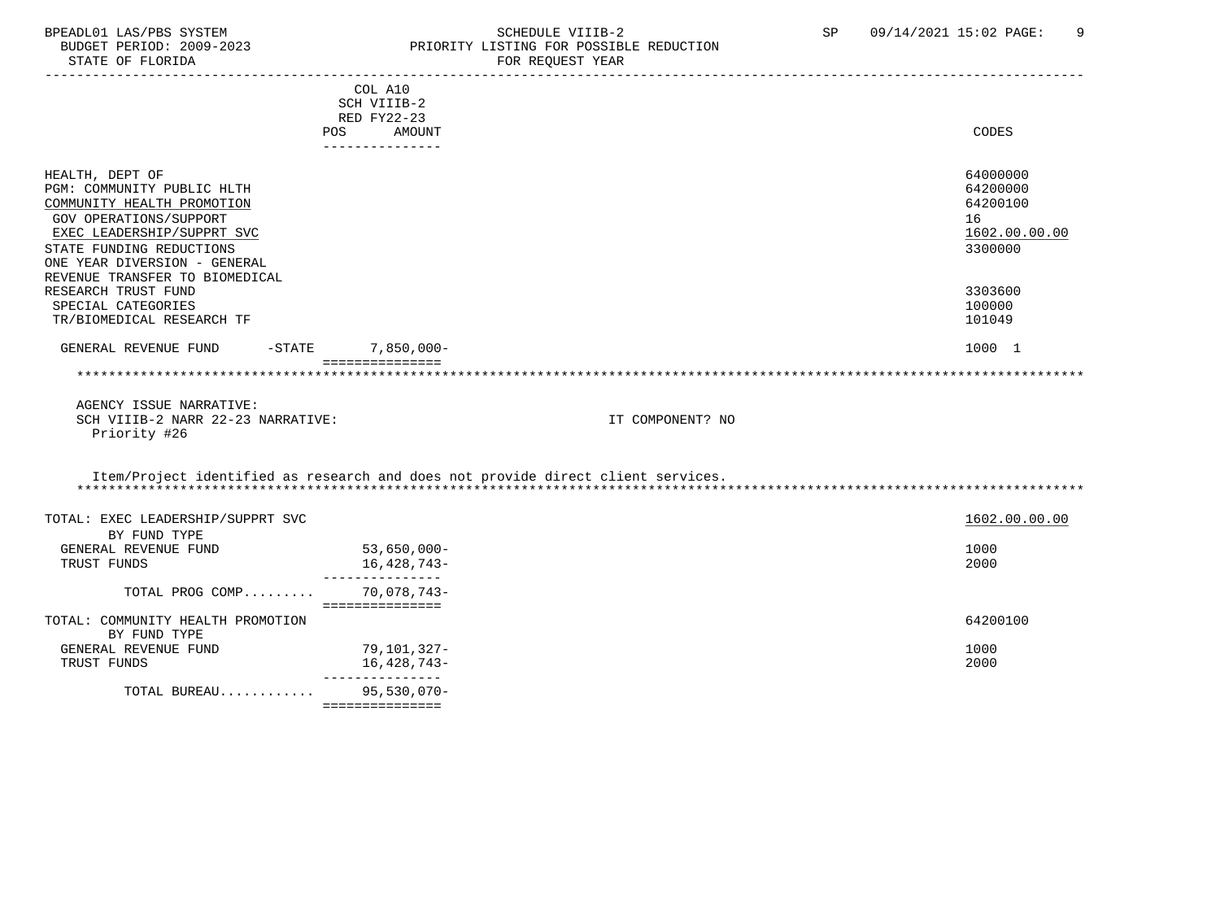BPEADL01 LAS/PBS SYSTEM SCHEDULE VIIIB-2 SP 09/14/2021 15:02 PAGE: 9
BUDGET PERIOD: 2009-2023 PRIORITY LISTING FOR POSSIBLE REDUCTION
STATE OF FLORIDA FOR REQUEST YEAR

| | COL A10 SCH VIIIB-2 RED FY22-23 POS AMOUNT | CODES |
|---|---|---|
| HEALTH, DEPT OF | | 64000000 |
| PGM: COMMUNITY PUBLIC HLTH | | 64200000 |
| COMMUNITY HEALTH PROMOTION | | 64200100 |
| GOV OPERATIONS/SUPPORT | | 16 |
| EXEC LEADERSHIP/SUPPRT SVC | | 1602.00.00.00 |
| STATE FUNDING REDUCTIONS | | 3300000 |
| ONE YEAR DIVERSION - GENERAL REVENUE TRANSFER TO BIOMEDICAL RESEARCH TRUST FUND | | 3303600 |
| SPECIAL CATEGORIES | | 100000 |
| TR/BIOMEDICAL RESEARCH TF | | 101049 |
| GENERAL REVENUE FUND -STATE | 7,850,000- | 1000 1 |

AGENCY ISSUE NARRATIVE:
SCH VIIIB-2 NARR 22-23 NARRATIVE: IT COMPONENT? NO
Priority #26

Item/Project identified as research and does not provide direct client services.

| | AMOUNT | CODES |
|---|---|---|
| TOTAL: EXEC LEADERSHIP/SUPPRT SVC | | 1602.00.00.00 |
| BY FUND TYPE | | |
| GENERAL REVENUE FUND | 53,650,000- | 1000 |
| TRUST FUNDS | 16,428,743- | 2000 |
| TOTAL PROG COMP......... | 70,078,743- | |
| TOTAL: COMMUNITY HEALTH PROMOTION | | 64200100 |
| BY FUND TYPE | | |
| GENERAL REVENUE FUND | 79,101,327- | 1000 |
| TRUST FUNDS | 16,428,743- | 2000 |
| TOTAL BUREAU........... | 95,530,070- | |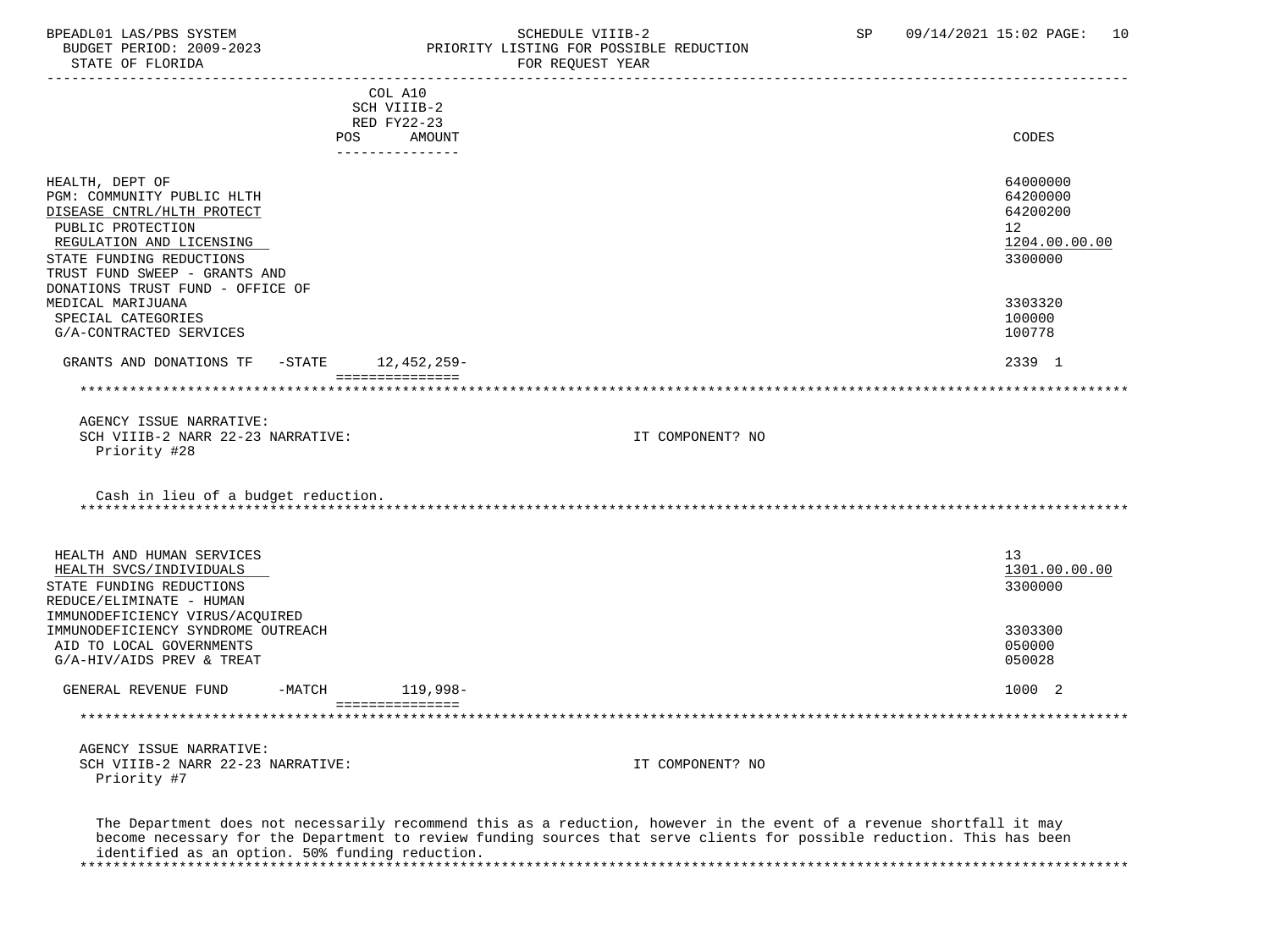COL A10
SCH VIIIB-2
RED FY22-23

| | POS | AMOUNT | CODES |
|---|---|---|---|
| HEALTH, DEPT OF | | | 64000000 |
| PGM: COMMUNITY PUBLIC HLTH | | | 64200000 |
| DISEASE CNTRL/HLTH PROTECT | | | 64200200 |
| PUBLIC PROTECTION | | | 12 |
| REGULATION AND LICENSING | | | 1204.00.00.00 |
| STATE FUNDING REDUCTIONS | | | 3300000 |
| TRUST FUND SWEEP - GRANTS AND DONATIONS TRUST FUND - OFFICE OF MEDICAL MARIJUANA | | | 3303320 |
| SPECIAL CATEGORIES | | | 100000 |
| G/A-CONTRACTED SERVICES | | | 100778 |
| GRANTS AND DONATIONS TF -STATE | | 12,452,259- | 2339 1 |

AGENCY ISSUE NARRATIVE:
SCH VIIIB-2 NARR 22-23 NARRATIVE: IT COMPONENT? NO
Priority #28

Cash in lieu of a budget reduction.

| | POS | AMOUNT | CODES |
|---|---|---|---|
| HEALTH AND HUMAN SERVICES | | | 13 |
| HEALTH SVCS/INDIVIDUALS | | | 1301.00.00.00 |
| STATE FUNDING REDUCTIONS | | | 3300000 |
| REDUCE/ELIMINATE - HUMAN IMMUNODEFICIENCY VIRUS/ACQUIRED IMMUNODEFICIENCY SYNDROME OUTREACH | | | 3303300 |
| AID TO LOCAL GOVERNMENTS | | | 050000 |
| G/A-HIV/AIDS PREV & TREAT | | | 050028 |
| GENERAL REVENUE FUND -MATCH | | 119,998- | 1000 2 |

AGENCY ISSUE NARRATIVE:
SCH VIIIB-2 NARR 22-23 NARRATIVE: IT COMPONENT? NO
Priority #7

The Department does not necessarily recommend this as a reduction, however in the event of a revenue shortfall it may become necessary for the Department to review funding sources that serve clients for possible reduction. This has been identified as an option. 50% funding reduction.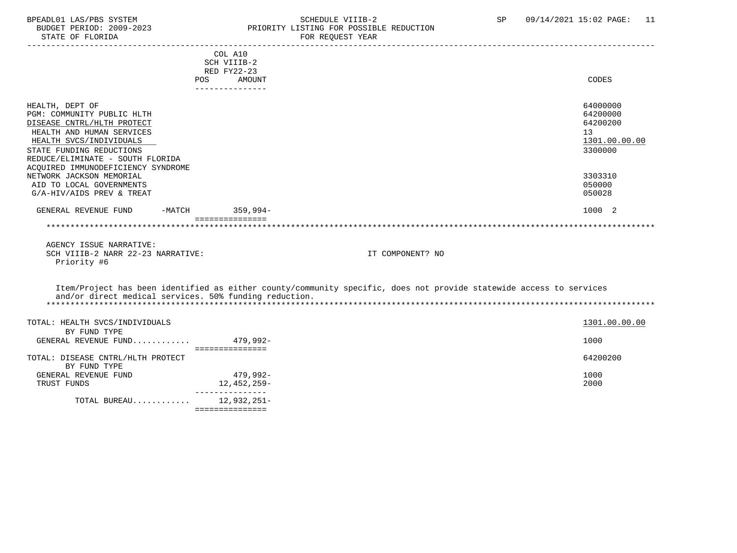BPEADL01 LAS/PBS SYSTEM — SCHEDULE VIIIB-2 — SP 09/14/2021 15:02 PAGE: 11
BUDGET PERIOD: 2009-2023 — PRIORITY LISTING FOR POSSIBLE REDUCTION
STATE OF FLORIDA — FOR REQUEST YEAR

| | COL A10 SCH VIIIB-2 RED FY22-23 POS | AMOUNT | CODES |
|---|---|---|---|
| HEALTH, DEPT OF | | | 64000000 |
| PGM: COMMUNITY PUBLIC HLTH | | | 64200000 |
| DISEASE CNTRL/HLTH PROTECT | | | 64200200 |
| HEALTH AND HUMAN SERVICES | | | 13 |
| HEALTH SVCS/INDIVIDUALS | | | 1301.00.00.00 |
| STATE FUNDING REDUCTIONS | | | 3300000 |
| REDUCE/ELIMINATE - SOUTH FLORIDA ACQUIRED IMMUNODEFICIENCY SYNDROME NETWORK JACKSON MEMORIAL | | | 3303310 |
| AID TO LOCAL GOVERNMENTS | | | 050000 |
| G/A-HIV/AIDS PREV & TREAT | | | 050028 |
| GENERAL REVENUE FUND -MATCH | | 359,994- | 1000 2 |

AGENCY ISSUE NARRATIVE:
SCH VIIIB-2 NARR 22-23 NARRATIVE: IT COMPONENT? NO
Priority #6

Item/Project has been identified as either county/community specific, does not provide statewide access to services and/or direct medical services. 50% funding reduction.

| | AMOUNT | CODES |
|---|---|---|
| TOTAL: HEALTH SVCS/INDIVIDUALS | | 1301.00.00.00 |
| BY FUND TYPE | | |
| GENERAL REVENUE FUND | 479,992- | 1000 |
| TOTAL: DISEASE CNTRL/HLTH PROTECT | | 64200200 |
| BY FUND TYPE | | |
| GENERAL REVENUE FUND | 479,992- | 1000 |
| TRUST FUNDS | 12,452,259- | 2000 |
| TOTAL BUREAU | 12,932,251- | |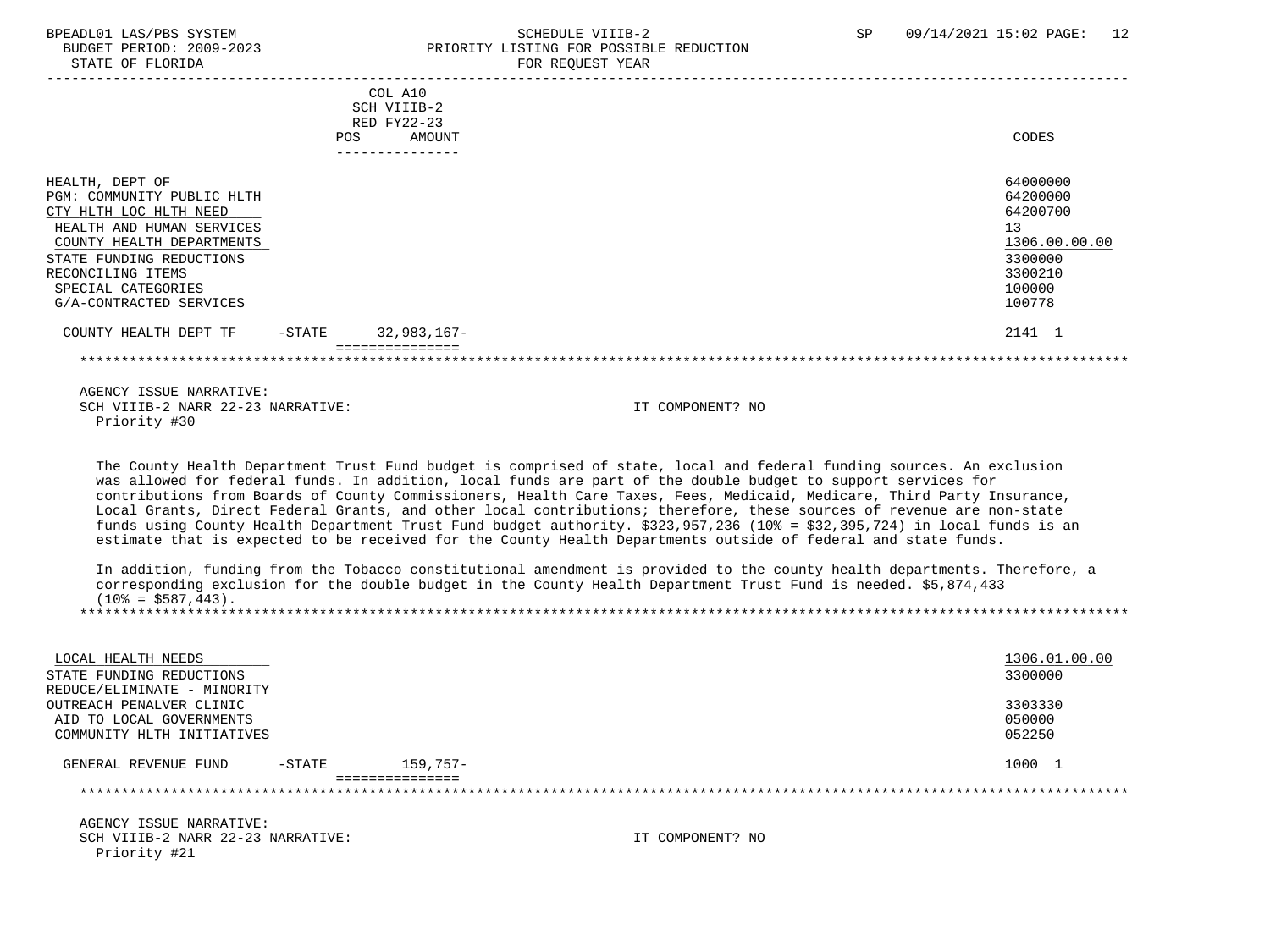| | COL A10 SCH VIIIB-2 RED FY22-23 POS AMOUNT | CODES |
|---|---|---|
| HEALTH, DEPT OF | | 64000000 |
| PGM: COMMUNITY PUBLIC HLTH | | 64200000 |
| CTY HLTH LOC HLTH NEED | | 64200700 |
| HEALTH AND HUMAN SERVICES | | 13 |
| COUNTY HEALTH DEPARTMENTS | | 1306.00.00.00 |
| STATE FUNDING REDUCTIONS | | 3300000 |
| RECONCILING ITEMS | | 3300210 |
| SPECIAL CATEGORIES | | 100000 |
| G/A-CONTRACTED SERVICES | | 100778 |
| COUNTY HEALTH DEPT TF -STATE | 32,983,167- | 2141 1 |

AGENCY ISSUE NARRATIVE:
SCH VIIIB-2 NARR 22-23 NARRATIVE: IT COMPONENT? NO
Priority #30

The County Health Department Trust Fund budget is comprised of state, local and federal funding sources. An exclusion was allowed for federal funds. In addition, local funds are part of the double budget to support services for contributions from Boards of County Commissioners, Health Care Taxes, Fees, Medicaid, Medicare, Third Party Insurance, Local Grants, Direct Federal Grants, and other local contributions; therefore, these sources of revenue are non-state funds using County Health Department Trust Fund budget authority. $323,957,236 (10% = $32,395,724) in local funds is an estimate that is expected to be received for the County Health Departments outside of federal and state funds.

In addition, funding from the Tobacco constitutional amendment is provided to the county health departments. Therefore, a corresponding exclusion for the double budget in the County Health Department Trust Fund is needed. $5,874,433 (10% = $587,443).

| | COL A10 SCH VIIIB-2 RED FY22-23 POS AMOUNT | CODES |
|---|---|---|
| LOCAL HEALTH NEEDS | | 1306.01.00.00 |
| STATE FUNDING REDUCTIONS | | 3300000 |
| REDUCE/ELIMINATE - MINORITY OUTREACH PENALVER CLINIC | | 3303330 |
| AID TO LOCAL GOVERNMENTS | | 050000 |
| COMMUNITY HLTH INITIATIVES | | 052250 |
| GENERAL REVENUE FUND -STATE | 159,757- | 1000 1 |

AGENCY ISSUE NARRATIVE:
SCH VIIIB-2 NARR 22-23 NARRATIVE: IT COMPONENT? NO
Priority #21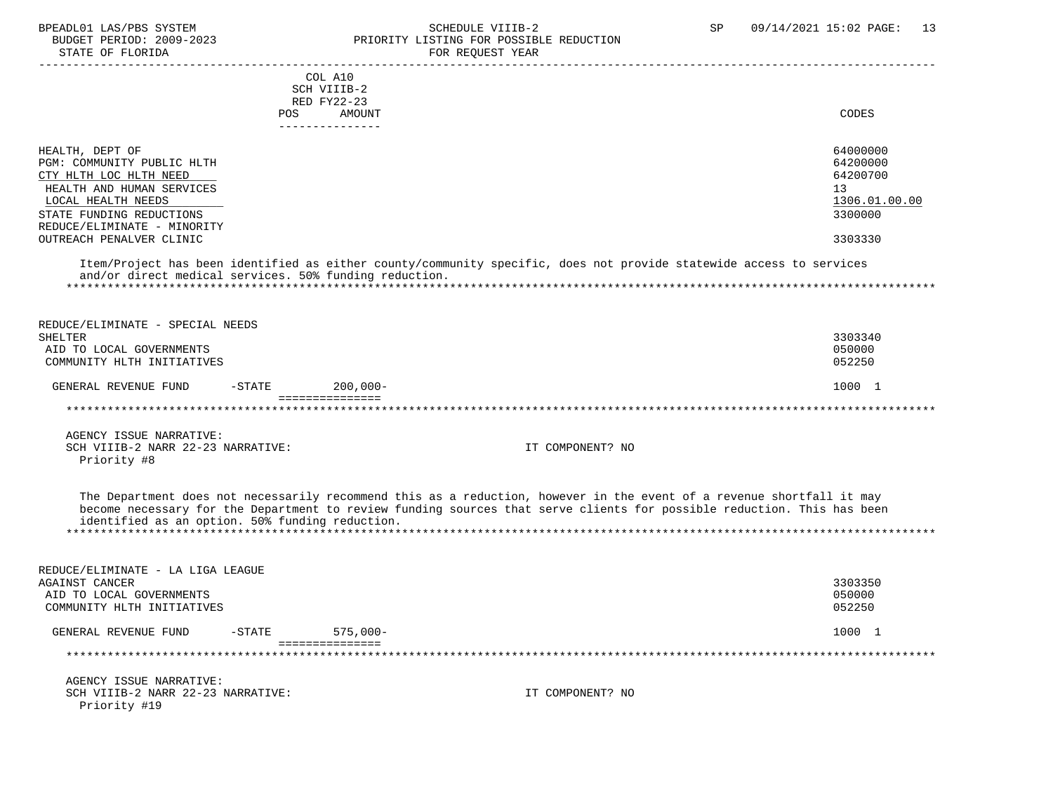| | COL A10 SCH VIIIB-2 RED FY22-23 POS AMOUNT | CODES |
|---|---|---|
| HEALTH, DEPT OF | | 64000000 |
| PGM: COMMUNITY PUBLIC HLTH | | 64200000 |
| CTY HLTH LOC HLTH NEED | | 64200700 |
| HEALTH AND HUMAN SERVICES | | 13 |
| LOCAL HEALTH NEEDS | | 1306.01.00.00 |
| STATE FUNDING REDUCTIONS | | 3300000 |
| REDUCE/ELIMINATE - MINORITY OUTREACH PENALVER CLINIC | | 3303330 |

Item/Project has been identified as either county/community specific, does not provide statewide access to services and/or direct medical services. 50% funding reduction.

***

| | COL A10 SCH VIIIB-2 RED FY22-23 POS AMOUNT | CODES |
|---|---|---|
| REDUCE/ELIMINATE - SPECIAL NEEDS SHELTER | | 3303340 |
| AID TO LOCAL GOVERNMENTS | | 050000 |
| COMMUNITY HLTH INITIATIVES | | 052250 |
| GENERAL REVENUE FUND -STATE | 200,000- | 1000 1 |

***

AGENCY ISSUE NARRATIVE:
SCH VIIIB-2 NARR 22-23 NARRATIVE: IT COMPONENT? NO
Priority #8

The Department does not necessarily recommend this as a reduction, however in the event of a revenue shortfall it may become necessary for the Department to review funding sources that serve clients for possible reduction. This has been identified as an option. 50% funding reduction.

***

| | COL A10 SCH VIIIB-2 RED FY22-23 POS AMOUNT | CODES |
|---|---|---|
| REDUCE/ELIMINATE - LA LIGA LEAGUE AGAINST CANCER | | 3303350 |
| AID TO LOCAL GOVERNMENTS | | 050000 |
| COMMUNITY HLTH INITIATIVES | | 052250 |
| GENERAL REVENUE FUND -STATE | 575,000- | 1000 1 |

***

AGENCY ISSUE NARRATIVE:
SCH VIIIB-2 NARR 22-23 NARRATIVE: IT COMPONENT? NO
Priority #19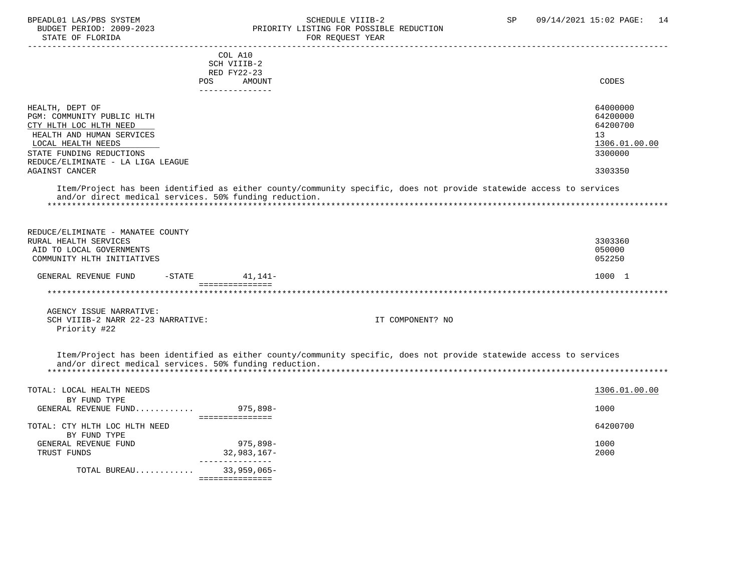COL A10
SCH VIIIB-2
RED FY22-23

| | POS | AMOUNT | CODES |
|---|---|---|---|
| HEALTH, DEPT OF | | | 64000000 |
| PGM: COMMUNITY PUBLIC HLTH | | | 64200000 |
| CTY HLTH LOC HLTH NEED | | | 64200700 |
| HEALTH AND HUMAN SERVICES | | | 13 |
| LOCAL HEALTH NEEDS | | | 1306.01.00.00 |
| STATE FUNDING REDUCTIONS | | | 3300000 |
| REDUCE/ELIMINATE - LA LIGA LEAGUE AGAINST CANCER | | | 3303350 |

Item/Project has been identified as either county/community specific, does not provide statewide access to services and/or direct medical services. 50% funding reduction.

*******************************************************************************************************************

| | POS | AMOUNT | CODES |
|---|---|---|---|
| REDUCE/ELIMINATE - MANATEE COUNTY RURAL HEALTH SERVICES | | | 3303360 |
| AID TO LOCAL GOVERNMENTS | | | 050000 |
| COMMUNITY HLTH INITIATIVES | | | 052250 |
| GENERAL REVENUE FUND -STATE | | 41,141- | 1000 1 |

*******************************************************************************************************************

AGENCY ISSUE NARRATIVE:
SCH VIIIB-2 NARR 22-23 NARRATIVE: IT COMPONENT? NO
Priority #22

Item/Project has been identified as either county/community specific, does not provide statewide access to services and/or direct medical services. 50% funding reduction.

*******************************************************************************************************************

| | AMOUNT | CODES |
|---|---|---|
| TOTAL: LOCAL HEALTH NEEDS | | 1306.01.00.00 |
| BY FUND TYPE | | |
| GENERAL REVENUE FUND........... | 975,898- | 1000 |
| TOTAL: CTY HLTH LOC HLTH NEED | | 64200700 |
| BY FUND TYPE | | |
| GENERAL REVENUE FUND | 975,898- | 1000 |
| TRUST FUNDS | 32,983,167- | 2000 |
| TOTAL BUREAU........... | 33,959,065- | |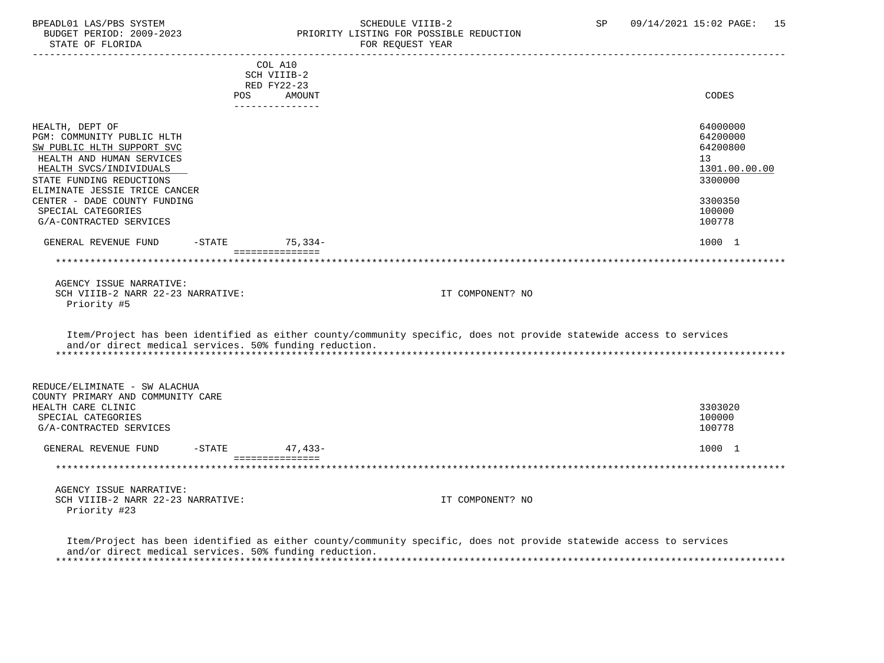| | COL A10 SCH VIIIB-2 RED FY22-23 POS AMOUNT | CODES |
|---|---|---|
| HEALTH, DEPT OF | | 64000000 |
| PGM: COMMUNITY PUBLIC HLTH | | 64200000 |
| SW PUBLIC HLTH SUPPORT SVC | | 64200800 |
| HEALTH AND HUMAN SERVICES | | 13 |
| HEALTH SVCS/INDIVIDUALS | | 1301.00.00.00 |
| STATE FUNDING REDUCTIONS | | 3300000 |
| ELIMINATE JESSIE TRICE CANCER CENTER - DADE COUNTY FUNDING | | 3300350 |
| SPECIAL CATEGORIES | | 100000 |
| G/A-CONTRACTED SERVICES | | 100778 |
| GENERAL REVENUE FUND -STATE | 75,334- | 1000 1 |

AGENCY ISSUE NARRATIVE:
SCH VIIIB-2 NARR 22-23 NARRATIVE: IT COMPONENT? NO
Priority #5

Item/Project has been identified as either county/community specific, does not provide statewide access to services and/or direct medical services. 50% funding reduction.

| | COL A10 SCH VIIIB-2 RED FY22-23 POS AMOUNT | CODES |
|---|---|---|
| REDUCE/ELIMINATE - SW ALACHUA COUNTY PRIMARY AND COMMUNITY CARE HEALTH CARE CLINIC | | 3303020 |
| SPECIAL CATEGORIES | | 100000 |
| G/A-CONTRACTED SERVICES | | 100778 |
| GENERAL REVENUE FUND -STATE | 47,433- | 1000 1 |

AGENCY ISSUE NARRATIVE:
SCH VIIIB-2 NARR 22-23 NARRATIVE: IT COMPONENT? NO
Priority #23

Item/Project has been identified as either county/community specific, does not provide statewide access to services and/or direct medical services. 50% funding reduction.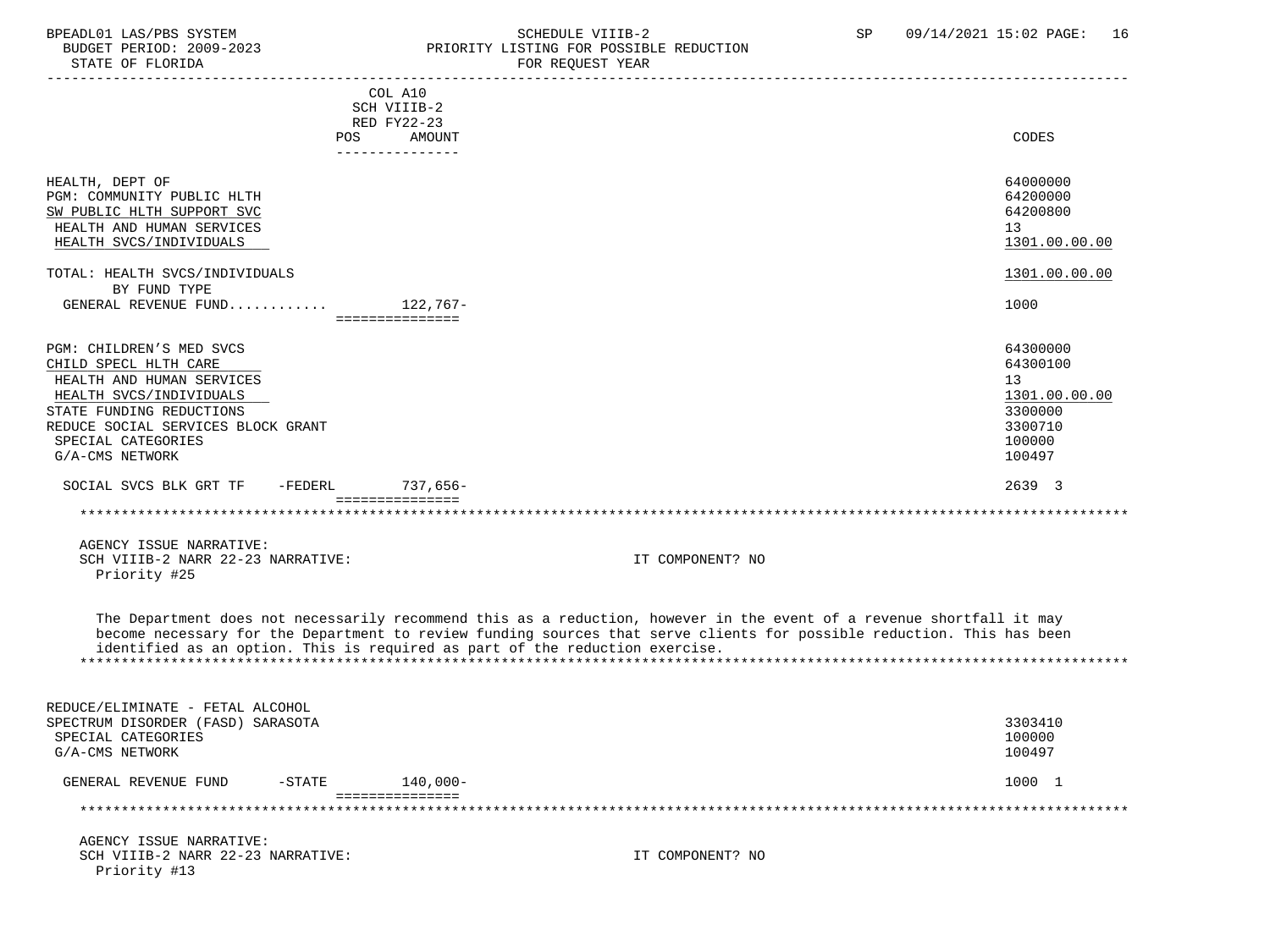| | COL A10 SCH VIIIB-2 RED FY22-23 POS AMOUNT | CODES |
|---|---|---|
| HEALTH, DEPT OF | | 64000000 |
| PGM: COMMUNITY PUBLIC HLTH | | 64200000 |
| SW PUBLIC HLTH SUPPORT SVC | | 64200800 |
| HEALTH AND HUMAN SERVICES | | 13 |
| HEALTH SVCS/INDIVIDUALS | | 1301.00.00.00 |
| TOTAL: HEALTH SVCS/INDIVIDUALS | | 1301.00.00.00 |
| BY FUND TYPE | | |
| GENERAL REVENUE FUND............ | 122,767- | 1000 |
| PGM: CHILDREN'S MED SVCS | | 64300000 |
| CHILD SPECL HLTH CARE | | 64300100 |
| HEALTH AND HUMAN SERVICES | | 13 |
| HEALTH SVCS/INDIVIDUALS | | 1301.00.00.00 |
| STATE FUNDING REDUCTIONS | | 3300000 |
| REDUCE SOCIAL SERVICES BLOCK GRANT | | 3300710 |
| SPECIAL CATEGORIES | | 100000 |
| G/A-CMS NETWORK | | 100497 |
| SOCIAL SVCS BLK GRT TF -FEDERL | 737,656- | 2639 3 |

AGENCY ISSUE NARRATIVE:
SCH VIIIB-2 NARR 22-23 NARRATIVE: IT COMPONENT? NO
Priority #25

The Department does not necessarily recommend this as a reduction, however in the event of a revenue shortfall it may become necessary for the Department to review funding sources that serve clients for possible reduction. This has been identified as an option. This is required as part of the reduction exercise.

| | POS AMOUNT | CODES |
|---|---|---|
| REDUCE/ELIMINATE - FETAL ALCOHOL SPECTRUM DISORDER (FASD) SARASOTA | | 3303410 |
| SPECIAL CATEGORIES | | 100000 |
| G/A-CMS NETWORK | | 100497 |
| GENERAL REVENUE FUND -STATE | 140,000- | 1000 1 |

AGENCY ISSUE NARRATIVE:
SCH VIIIB-2 NARR 22-23 NARRATIVE: IT COMPONENT? NO
Priority #13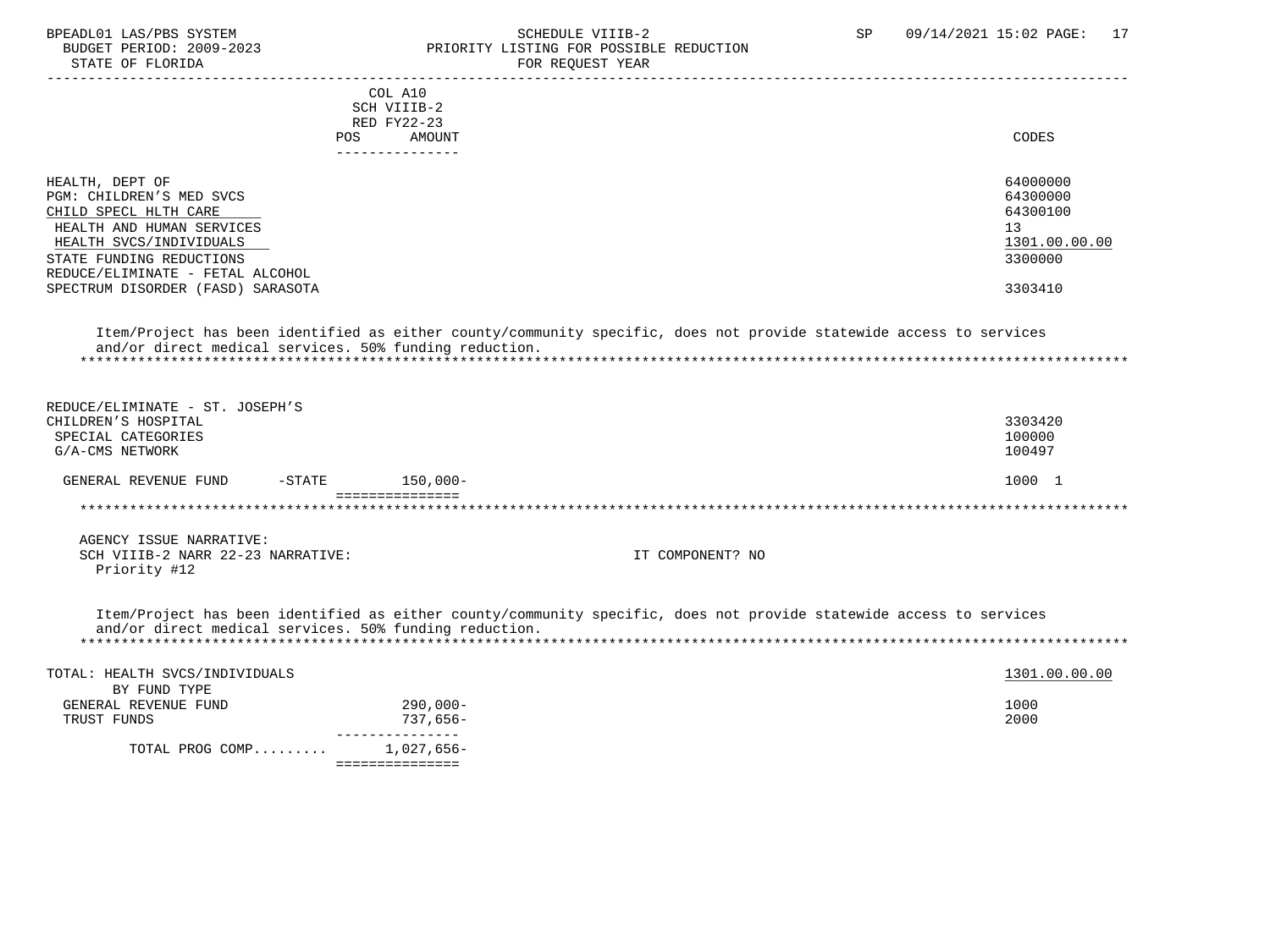COL A10
SCH VIIIB-2
RED FY22-23

| | POS | AMOUNT | CODES |
|---|---|---|---|
| HEALTH, DEPT OF | | | 64000000 |
| PGM: CHILDREN'S MED SVCS | | | 64300000 |
| CHILD SPECL HLTH CARE | | | 64300100 |
| HEALTH AND HUMAN SERVICES | | | 13 |
| HEALTH SVCS/INDIVIDUALS | | | 1301.00.00.00 |
| STATE FUNDING REDUCTIONS | | | 3300000 |
| REDUCE/ELIMINATE - FETAL ALCOHOL SPECTRUM DISORDER (FASD) SARASOTA | | | 3303410 |

Item/Project has been identified as either county/community specific, does not provide statewide access to services and/or direct medical services. 50% funding reduction.

***

| | POS | AMOUNT | CODES |
|---|---|---|---|
| REDUCE/ELIMINATE - ST. JOSEPH'S CHILDREN'S HOSPITAL | | | 3303420 |
| SPECIAL CATEGORIES | | | 100000 |
| G/A-CMS NETWORK | | | 100497 |
| GENERAL REVENUE FUND -STATE | | 150,000- | 1000 1 |

***

AGENCY ISSUE NARRATIVE:
SCH VIIIB-2 NARR 22-23 NARRATIVE: IT COMPONENT? NO
Priority #12

Item/Project has been identified as either county/community specific, does not provide statewide access to services and/or direct medical services. 50% funding reduction.

***

| TOTAL: HEALTH SVCS/INDIVIDUALS | | AMOUNT | 1301.00.00.00 |
|---|---|---|---|
| BY FUND TYPE | | | |
| GENERAL REVENUE FUND | | 290,000- | 1000 |
| TRUST FUNDS | | 737,656- | 2000 |
| TOTAL PROG COMP......... | | 1,027,656- | |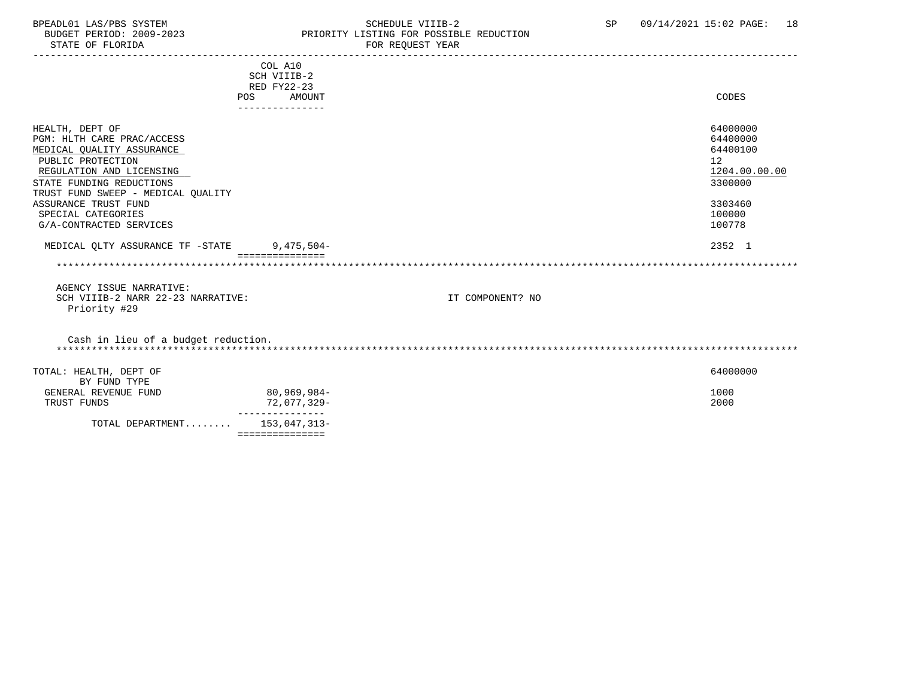BPEADL01 LAS/PBS SYSTEM | SCHEDULE VIIIB-2 | SP 09/14/2021 15:02

BUDGET PERIOD: 2009-2023 | PRIORITY LISTING FOR POSSIBLE REDUCTION

STATE OF FLORIDA | FOR REQUEST YEAR

| | COL A10 SCH VIIIB-2 RED FY22-23 POS AMOUNT | CODES |
|---|---|---|
| HEALTH, DEPT OF | | 64000000 |
| PGM: HLTH CARE PRAC/ACCESS | | 64400000 |
| MEDICAL QUALITY ASSURANCE | | 64400100 |
| PUBLIC PROTECTION | | 12 |
| REGULATION AND LICENSING | | 1204.00.00.00 |
| STATE FUNDING REDUCTIONS | | 3300000 |
| TRUST FUND SWEEP - MEDICAL QUALITY ASSURANCE TRUST FUND | | 3303460 |
| SPECIAL CATEGORIES | | 100000 |
| G/A-CONTRACTED SERVICES | | 100778 |
| MEDICAL QLTY ASSURANCE TF -STATE | 9,475,504- | 2352 1 |

AGENCY ISSUE NARRATIVE:

SCH VIIIB-2 NARR 22-23 NARRATIVE: IT COMPONENT? NO

Priority #29

Cash in lieu of a budget reduction.

| | | |
|---|---|---|
| TOTAL: HEALTH, DEPT OF | | 64000000 |
| BY FUND TYPE | | |
| GENERAL REVENUE FUND | 80,969,984- | 1000 |
| TRUST FUNDS | 72,077,329- | 2000 |
| TOTAL DEPARTMENT........ | 153,047,313- | |